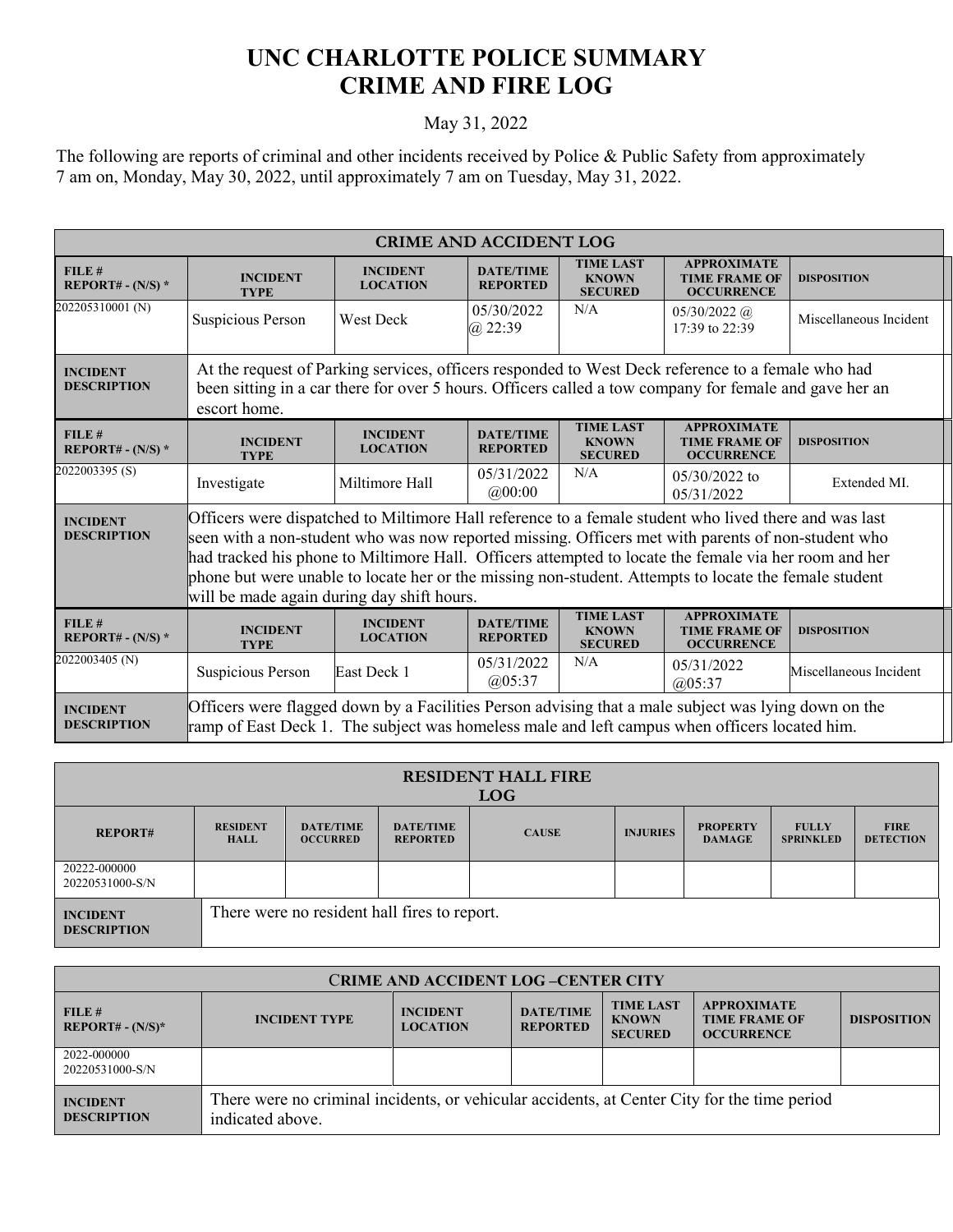# UNC CHARLOTTE POLICE SUMMARY
# CRIME AND FIRE LOG

May 31, 2022

The following are reports of criminal and other incidents received by Police & Public Safety from approximately 7 am on, Monday, May 30, 2022, until approximately 7 am on Tuesday, May 31, 2022.

## CRIME AND ACCIDENT LOG

| FILE # REPORT# - (N/S) * | INCIDENT TYPE | INCIDENT LOCATION | DATE/TIME REPORTED | TIME LAST KNOWN SECURED | APPROXIMATE TIME FRAME OF OCCURRENCE | DISPOSITION |
|---|---|---|---|---|---|---|
| 202205310001 (N) | Suspicious Person | West Deck | 05/30/2022 @ 22:39 | N/A | 05/30/2022 @ 17:39 to 22:39 | Miscellaneous Incident |
| INCIDENT DESCRIPTION | At the request of Parking services, officers responded to West Deck reference to a female who had been sitting in a car there for over 5 hours. Officers called a tow company for female and gave her an escort home. | | | | | |
| 2022003395 (S) | Investigate | Miltimore Hall | 05/31/2022 @00:00 | N/A | 05/30/2022 to 05/31/2022 | Extended MI. |
| INCIDENT DESCRIPTION | Officers were dispatched to Miltimore Hall reference to a female student who lived there and was last seen with a non-student who was now reported missing. Officers met with parents of non-student who had tracked his phone to Miltimore Hall. Officers attempted to locate the female via her room and her phone but were unable to locate her or the missing non-student. Attempts to locate the female student will be made again during day shift hours. | | | | | |
| 2022003405 (N) | Suspicious Person | East Deck 1 | 05/31/2022 @05:37 | N/A | 05/31/2022 @05:37 | Miscellaneous Incident |
| INCIDENT DESCRIPTION | Officers were flagged down by a Facilities Person advising that a male subject was lying down on the ramp of East Deck 1. The subject was homeless male and left campus when officers located him. | | | | | |

## RESIDENT HALL FIRE LOG

| REPORT# | RESIDENT HALL | DATE/TIME OCCURRED | DATE/TIME REPORTED | CAUSE | INJURIES | PROPERTY DAMAGE | FULLY SPRINKLED | FIRE DETECTION |
|---|---|---|---|---|---|---|---|---|
| 20222-000000 20220531000-S/N | | | | | | | | |
| INCIDENT DESCRIPTION | There were no resident hall fires to report. | | | | | | | |

## CRIME AND ACCIDENT LOG –CENTER CITY

| FILE # REPORT# - (N/S)* | INCIDENT TYPE | INCIDENT LOCATION | DATE/TIME REPORTED | TIME LAST KNOWN SECURED | APPROXIMATE TIME FRAME OF OCCURRENCE | DISPOSITION |
|---|---|---|---|---|---|---|
| 2022-000000 20220531000-S/N | | | | | | |
| INCIDENT DESCRIPTION | There were no criminal incidents, or vehicular accidents, at Center City for the time period indicated above. | | | | | |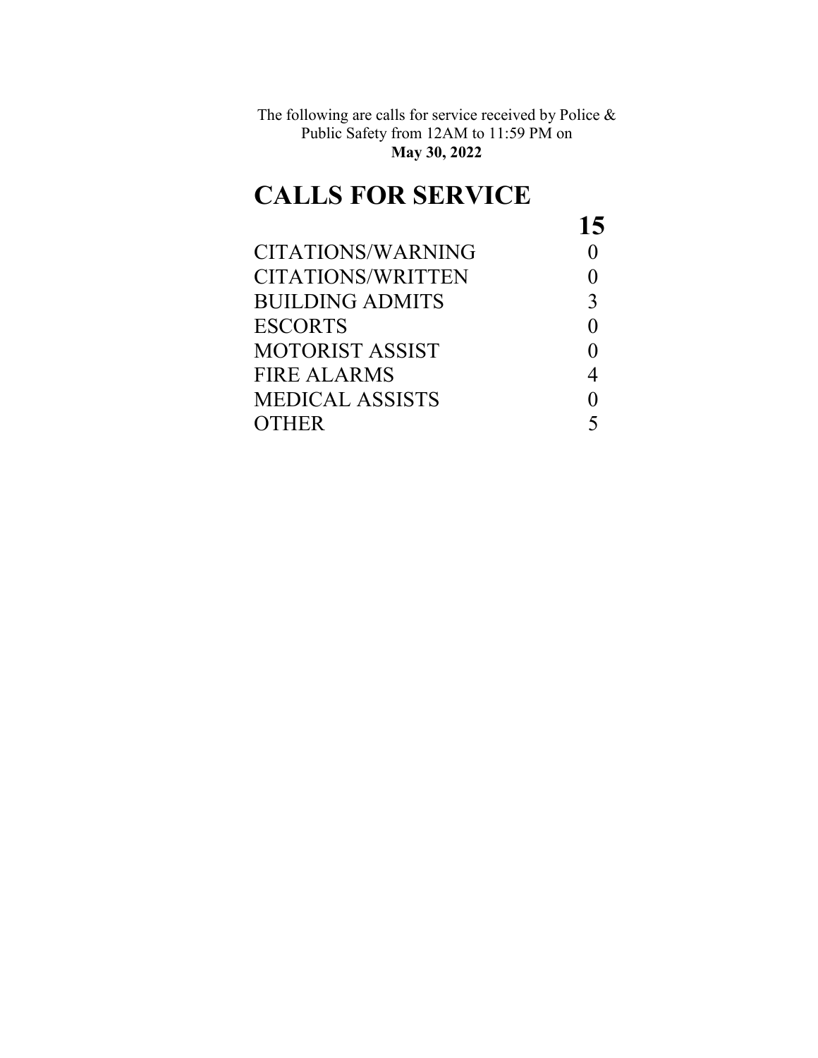The following are calls for service received by Police & Public Safety from 12AM to 11:59 PM on
**May 30, 2022**

# CALLS FOR SERVICE

| | |
|---|---|
| | **15** |
| CITATIONS/WARNING | 0 |
| CITATIONS/WRITTEN | 0 |
| BUILDING ADMITS | 3 |
| ESCORTS | 0 |
| MOTORIST ASSIST | 0 |
| FIRE ALARMS | 4 |
| MEDICAL ASSISTS | 0 |
| OTHER | 5 |